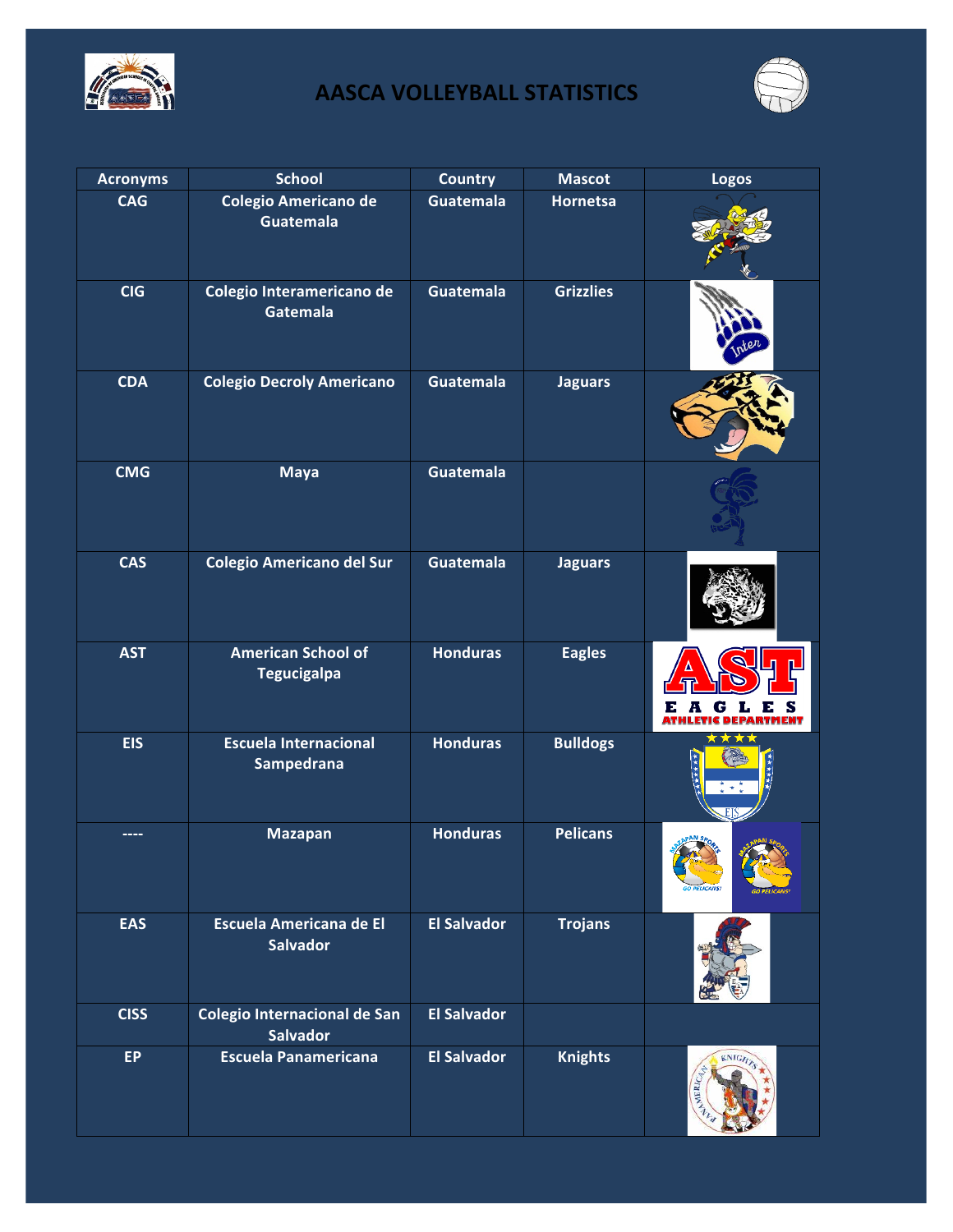# AASCA VOLLEYBALL STATISTICS

| Acronyms | School | Country | Mascot | Logos |
|---|---|---|---|---|
| CAG | Colegio Americano de Guatemala | Guatemala | Hornetsa | |
| CIG | Colegio Interamericano de Gatemala | Guatemala | Grizzlies | |
| CDA | Colegio Decroly Americano | Guatemala | Jaguars | |
| CMG | Maya | Guatemala | | |
| CAS | Colegio Americano del Sur | Guatemala | Jaguars | |
| AST | American School of Tegucigalpa | Honduras | Eagles | |
| EIS | Escuela Internacional Sampedrana | Honduras | Bulldogs | |
| ---- | Mazapan | Honduras | Pelicans | |
| EAS | Escuela Americana de El Salvador | El Salvador | Trojans | |
| CISS | Colegio Internacional de San Salvador | El Salvador | | |
| EP | Escuela Panamericana | El Salvador | Knights | |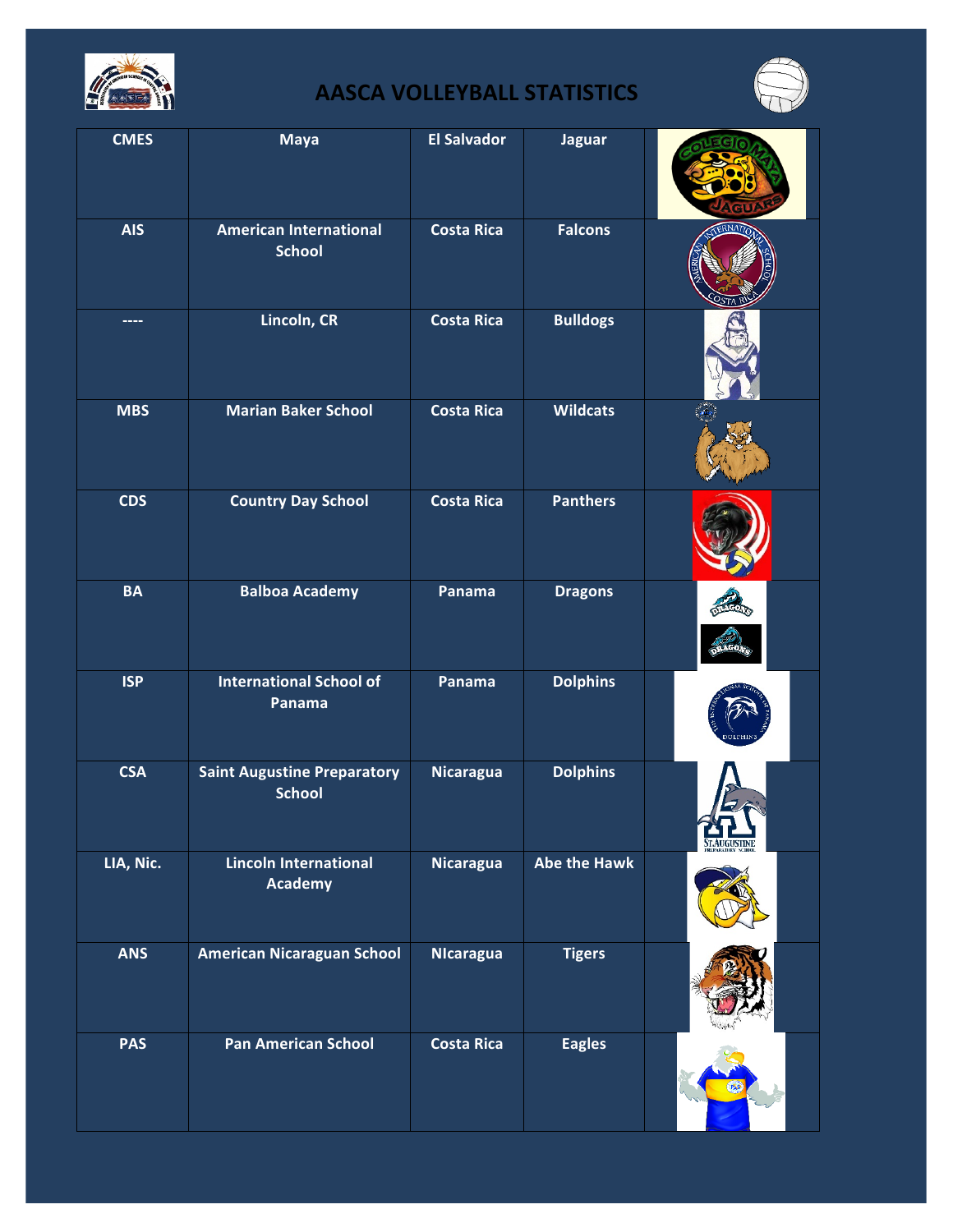# AASCA VOLLEYBALL STATISTICS

| CMES | Maya | El Salvador | Jaguar | |
|---|---|---|---|---|
| AIS | American International School | Costa Rica | Falcons | |
| ---- | Lincoln, CR | Costa Rica | Bulldogs | |
| MBS | Marian Baker School | Costa Rica | Wildcats | |
| CDS | Country Day School | Costa Rica | Panthers | |
| BA | Balboa Academy | Panama | Dragons | |
| ISP | International School of Panama | Panama | Dolphins | |
| CSA | Saint Augustine Preparatory School | Nicaragua | Dolphins | |
| LIA, Nic. | Lincoln International Academy | Nicaragua | Abe the Hawk | |
| ANS | American Nicaraguan School | NIcaragua | Tigers | |
| PAS | Pan American School | Costa Rica | Eagles | |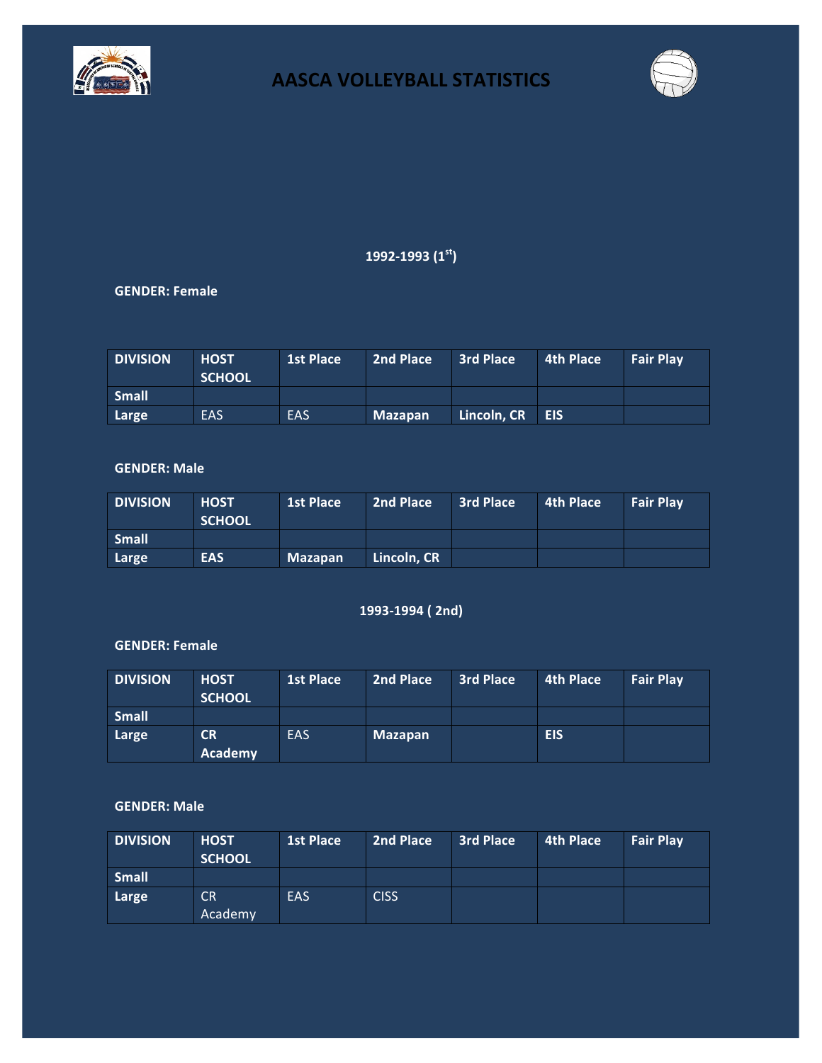# AASCA VOLLEYBALL STATISTICS

## 1992-1993 (1st)

**GENDER: Female**

| DIVISION | HOST SCHOOL | 1st Place | 2nd Place | 3rd Place | 4th Place | Fair Play |
|---|---|---|---|---|---|---|
| **Small** | | | | | | |
| **Large** | EAS | EAS | **Mazapan** | **Lincoln, CR** | **EIS** | |

**GENDER: Male**

| DIVISION | HOST SCHOOL | 1st Place | 2nd Place | 3rd Place | 4th Place | Fair Play |
|---|---|---|---|---|---|---|
| **Small** | | | | | | |
| **Large** | **EAS** | **Mazapan** | **Lincoln, CR** | | | |

## 1993-1994 ( 2nd)

**GENDER: Female**

| DIVISION | HOST SCHOOL | 1st Place | 2nd Place | 3rd Place | 4th Place | Fair Play |
|---|---|---|---|---|---|---|
| **Small** | | | | | | |
| **Large** | **CR Academy** | EAS | **Mazapan** | | **EIS** | |

**GENDER: Male**

| DIVISION | HOST SCHOOL | 1st Place | 2nd Place | 3rd Place | 4th Place | Fair Play |
|---|---|---|---|---|---|---|
| **Small** | | | | | | |
| **Large** | CR Academy | EAS | CISS | | | |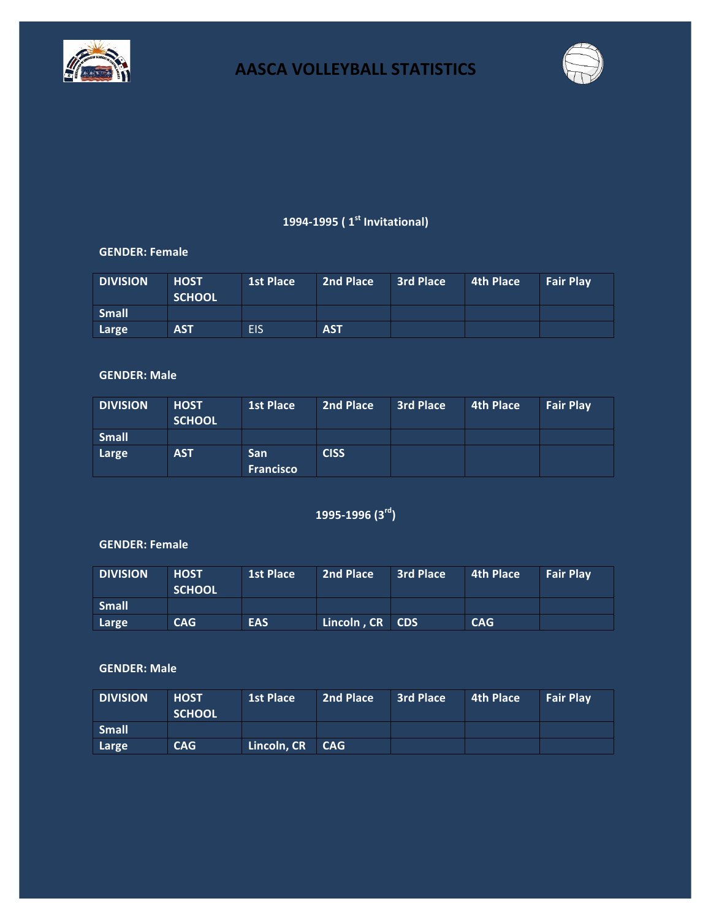# AASCA VOLLEYBALL STATISTICS

## 1994-1995 ( 1st Invitational)

**GENDER: Female**

| DIVISION | HOST SCHOOL | 1st Place | 2nd Place | 3rd Place | 4th Place | Fair Play |
|---|---|---|---|---|---|---|
| Small | | | | | | |
| Large | AST | EIS | AST | | | |

**GENDER: Male**

| DIVISION | HOST SCHOOL | 1st Place | 2nd Place | 3rd Place | 4th Place | Fair Play |
|---|---|---|---|---|---|---|
| Small | | | | | | |
| Large | AST | San Francisco | CISS | | | |

## 1995-1996 (3rd)

**GENDER: Female**

| DIVISION | HOST SCHOOL | 1st Place | 2nd Place | 3rd Place | 4th Place | Fair Play |
|---|---|---|---|---|---|---|
| Small | | | | | | |
| Large | CAG | EAS | Lincoln , CR | CDS | CAG | |

**GENDER: Male**

| DIVISION | HOST SCHOOL | 1st Place | 2nd Place | 3rd Place | 4th Place | Fair Play |
|---|---|---|---|---|---|---|
| Small | | | | | | |
| Large | CAG | Lincoln, CR | CAG | | | |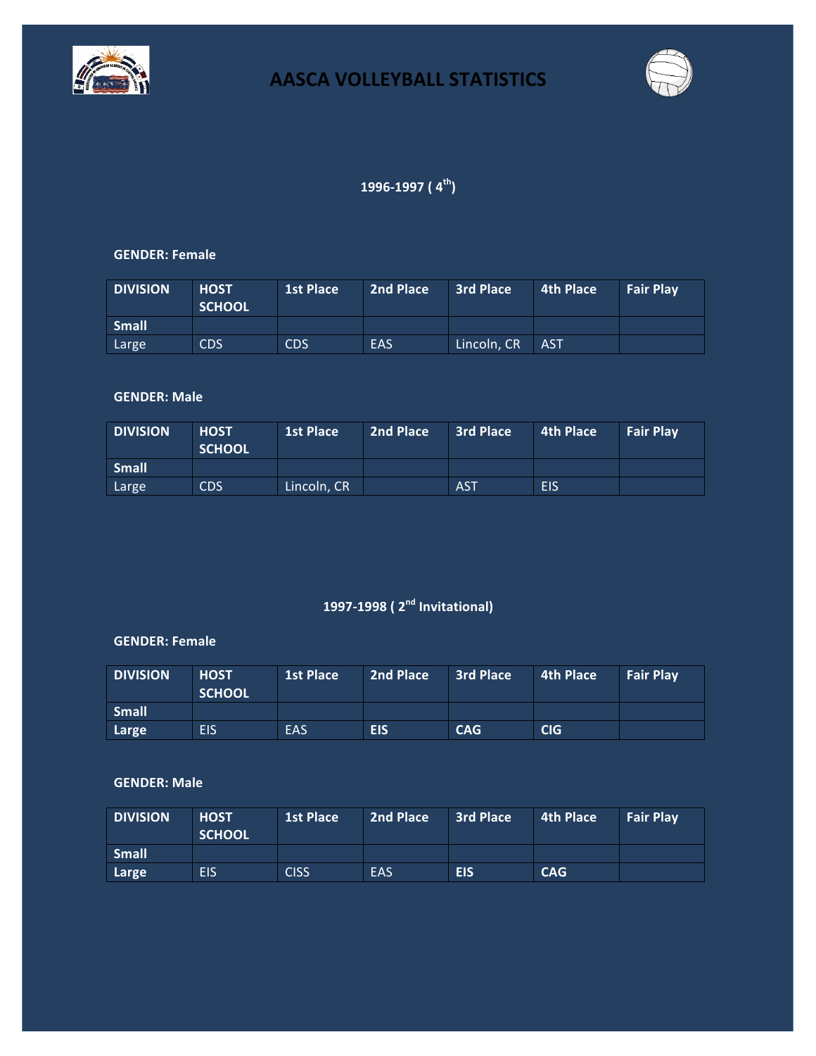# AASCA VOLLEYBALL STATISTICS

## 1996-1997 ( 4th)

**GENDER: Female**

| DIVISION | HOST SCHOOL | 1st Place | 2nd Place | 3rd Place | 4th Place | Fair Play |
|---|---|---|---|---|---|---|
| **Small** | | | | | | |
| Large | CDS | CDS | EAS | Lincoln, CR | AST | |

**GENDER: Male**

| DIVISION | HOST SCHOOL | 1st Place | 2nd Place | 3rd Place | 4th Place | Fair Play |
|---|---|---|---|---|---|---|
| **Small** | | | | | | |
| Large | CDS | Lincoln, CR | | AST | EIS | |

## 1997-1998 ( 2nd Invitational)

**GENDER: Female**

| DIVISION | HOST SCHOOL | 1st Place | 2nd Place | 3rd Place | 4th Place | Fair Play |
|---|---|---|---|---|---|---|
| **Small** | | | | | | |
| **Large** | EIS | EAS | **EIS** | **CAG** | **CIG** | |

**GENDER: Male**

| DIVISION | HOST SCHOOL | 1st Place | 2nd Place | 3rd Place | 4th Place | Fair Play |
|---|---|---|---|---|---|---|
| **Small** | | | | | | |
| **Large** | EIS | CISS | EAS | **EIS** | **CAG** | |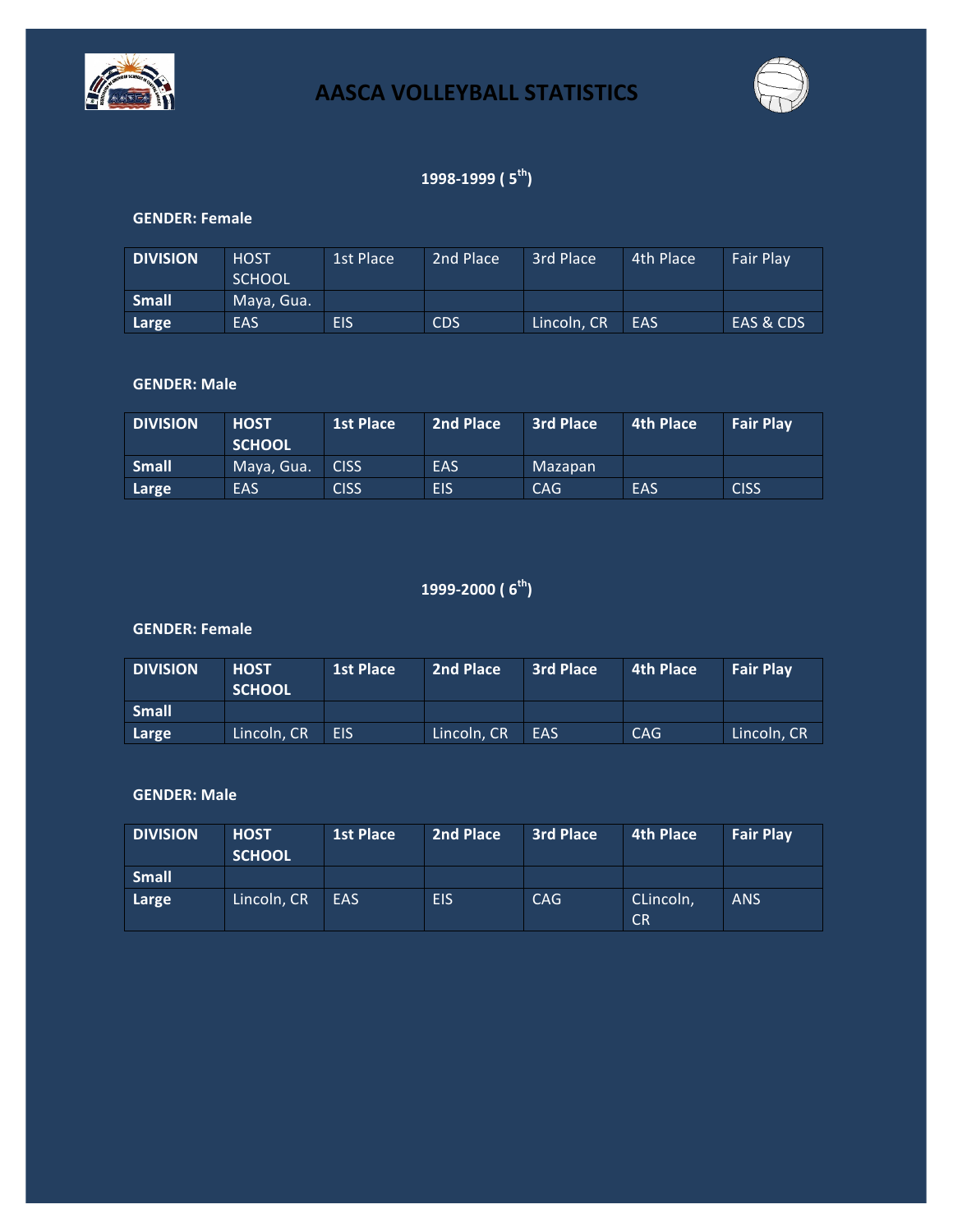# AASCA VOLLEYBALL STATISTICS

## 1998-1999 ( 5th)

**GENDER: Female**

| DIVISION | HOST SCHOOL | 1st Place | 2nd Place | 3rd Place | 4th Place | Fair Play |
|---|---|---|---|---|---|---|
| **Small** | Maya, Gua. | | | | | |
| **Large** | EAS | EIS | CDS | Lincoln, CR | EAS | EAS & CDS |

**GENDER: Male**

| DIVISION | HOST SCHOOL | 1st Place | 2nd Place | 3rd Place | 4th Place | Fair Play |
|---|---|---|---|---|---|---|
| **Small** | Maya, Gua. | CISS | EAS | Mazapan | | |
| **Large** | EAS | CISS | EIS | CAG | EAS | CISS |

## 1999-2000 ( 6th)

**GENDER: Female**

| DIVISION | HOST SCHOOL | 1st Place | 2nd Place | 3rd Place | 4th Place | Fair Play |
|---|---|---|---|---|---|---|
| **Small** | | | | | | |
| **Large** | Lincoln, CR | EIS | Lincoln, CR | EAS | CAG | Lincoln, CR |

**GENDER: Male**

| DIVISION | HOST SCHOOL | 1st Place | 2nd Place | 3rd Place | 4th Place | Fair Play |
|---|---|---|---|---|---|---|
| **Small** | | | | | | |
| **Large** | Lincoln, CR | EAS | EIS | CAG | CLincoln, CR | ANS |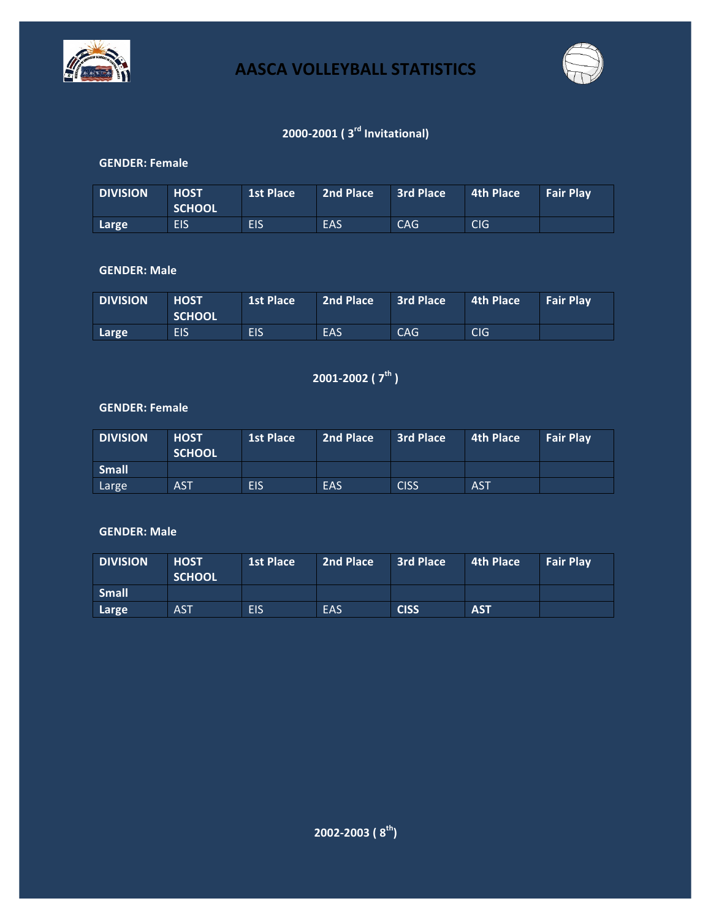# AASCA VOLLEYBALL STATISTICS

## 2000-2001 ( 3rd Invitational)

**GENDER: Female**

| DIVISION | HOST SCHOOL | 1st Place | 2nd Place | 3rd Place | 4th Place | Fair Play |
|---|---|---|---|---|---|---|
| **Large** | EIS | EIS | EAS | CAG | CIG | |

**GENDER: Male**

| DIVISION | HOST SCHOOL | 1st Place | 2nd Place | 3rd Place | 4th Place | Fair Play |
|---|---|---|---|---|---|---|
| **Large** | EIS | EIS | EAS | CAG | CIG | |

## 2001-2002 ( 7th )

**GENDER: Female**

| DIVISION | HOST SCHOOL | 1st Place | 2nd Place | 3rd Place | 4th Place | Fair Play |
|---|---|---|---|---|---|---|
| **Small** | | | | | | |
| Large | AST | EIS | EAS | CISS | AST | |

**GENDER: Male**

| DIVISION | HOST SCHOOL | 1st Place | 2nd Place | 3rd Place | 4th Place | Fair Play |
|---|---|---|---|---|---|---|
| **Small** | | | | | | |
| **Large** | AST | EIS | EAS | **CISS** | **AST** | |

## 2002-2003 ( 8th)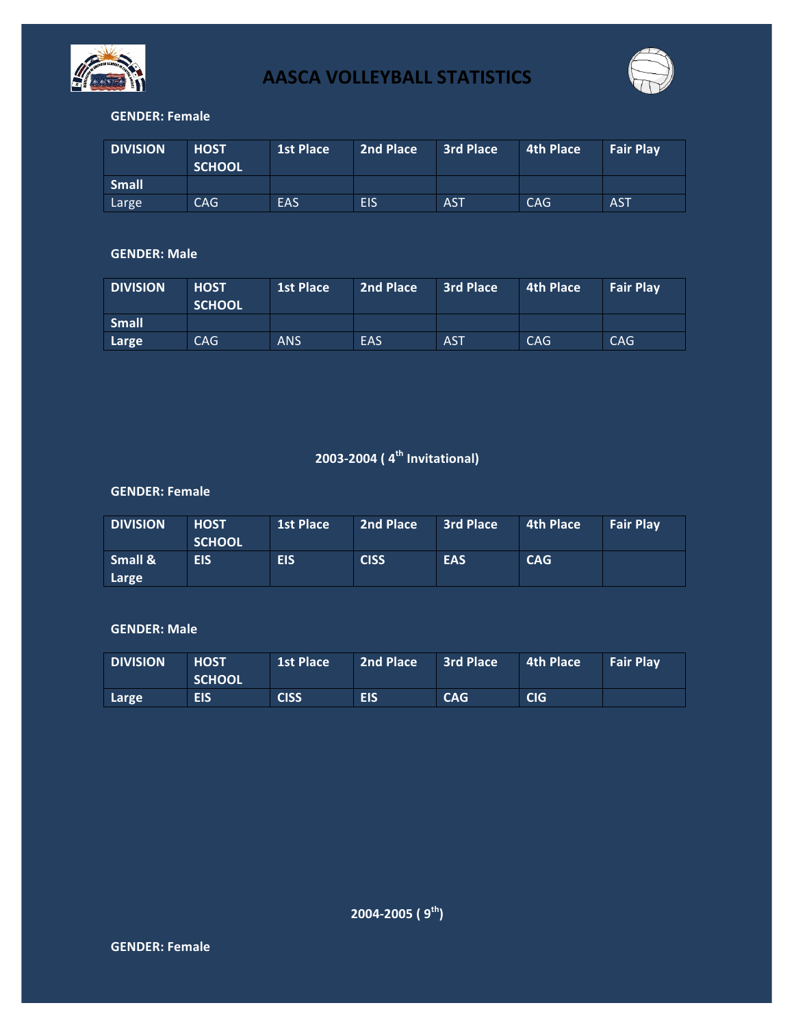# AASCA VOLLEYBALL STATISTICS

**GENDER: Female**

| DIVISION | HOST SCHOOL | 1st Place | 2nd Place | 3rd Place | 4th Place | Fair Play |
|---|---|---|---|---|---|---|
| **Small** | | | | | | |
| Large | CAG | EAS | EIS | AST | CAG | AST |

**GENDER: Male**

| DIVISION | HOST SCHOOL | 1st Place | 2nd Place | 3rd Place | 4th Place | Fair Play |
|---|---|---|---|---|---|---|
| **Small** | | | | | | |
| **Large** | CAG | ANS | EAS | AST | CAG | CAG |

## 2003-2004 ( 4th Invitational)

**GENDER: Female**

| DIVISION | HOST SCHOOL | 1st Place | 2nd Place | 3rd Place | 4th Place | Fair Play |
|---|---|---|---|---|---|---|
| **Small & Large** | **EIS** | **EIS** | **CISS** | **EAS** | **CAG** | |

**GENDER: Male**

| DIVISION | HOST SCHOOL | 1st Place | 2nd Place | 3rd Place | 4th Place | Fair Play |
|---|---|---|---|---|---|---|
| **Large** | **EIS** | **CISS** | **EIS** | **CAG** | **CIG** | |

## 2004-2005 ( 9th)

**GENDER: Female**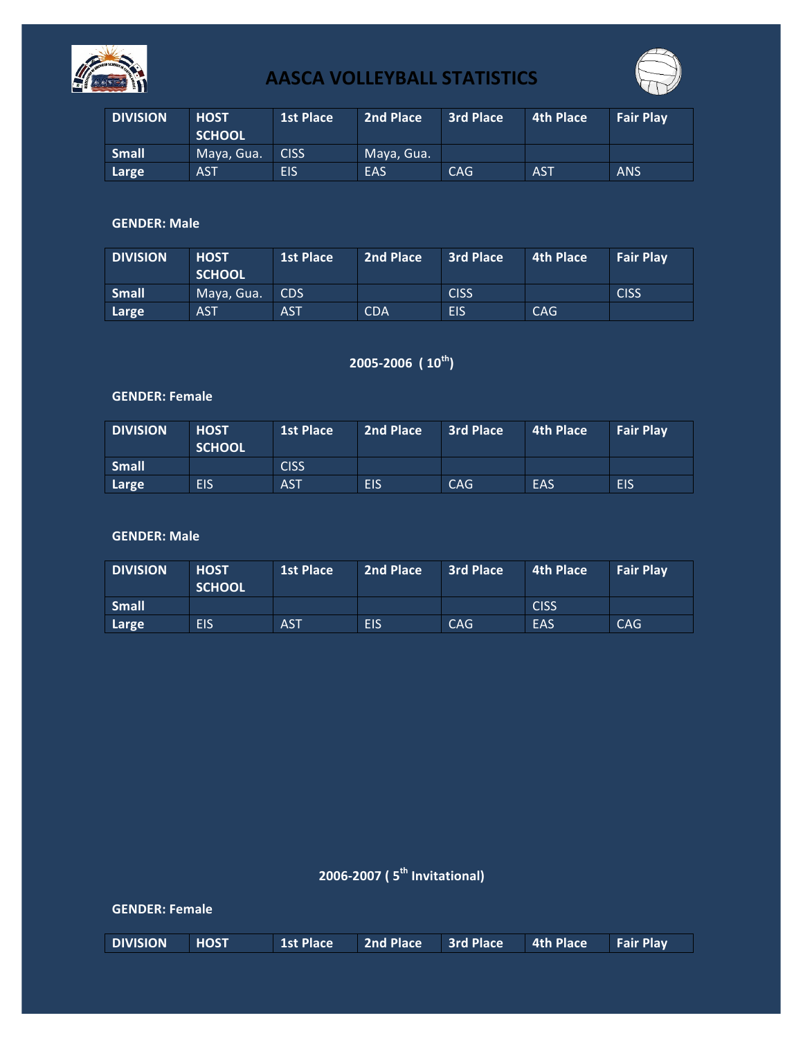# AASCA VOLLEYBALL STATISTICS

| DIVISION | HOST SCHOOL | 1st Place | 2nd Place | 3rd Place | 4th Place | Fair Play |
|---|---|---|---|---|---|---|
| Small | Maya, Gua. | CISS | Maya, Gua. | | | |
| Large | AST | EIS | EAS | CAG | AST | ANS |

**GENDER: Male**

| DIVISION | HOST SCHOOL | 1st Place | 2nd Place | 3rd Place | 4th Place | Fair Play |
|---|---|---|---|---|---|---|
| Small | Maya, Gua. | CDS | | CISS | | CISS |
| Large | AST | AST | CDA | EIS | CAG | |

## 2005-2006 ( 10th)

**GENDER: Female**

| DIVISION | HOST SCHOOL | 1st Place | 2nd Place | 3rd Place | 4th Place | Fair Play |
|---|---|---|---|---|---|---|
| Small | | CISS | | | | |
| Large | EIS | AST | EIS | CAG | EAS | EIS |

**GENDER: Male**

| DIVISION | HOST SCHOOL | 1st Place | 2nd Place | 3rd Place | 4th Place | Fair Play |
|---|---|---|---|---|---|---|
| Small | | | | | CISS | |
| Large | EIS | AST | EIS | CAG | EAS | CAG |

## 2006-2007 ( 5th Invitational)

**GENDER: Female**

| DIVISION | HOST | 1st Place | 2nd Place | 3rd Place | 4th Place | Fair Play |
|---|---|---|---|---|---|---|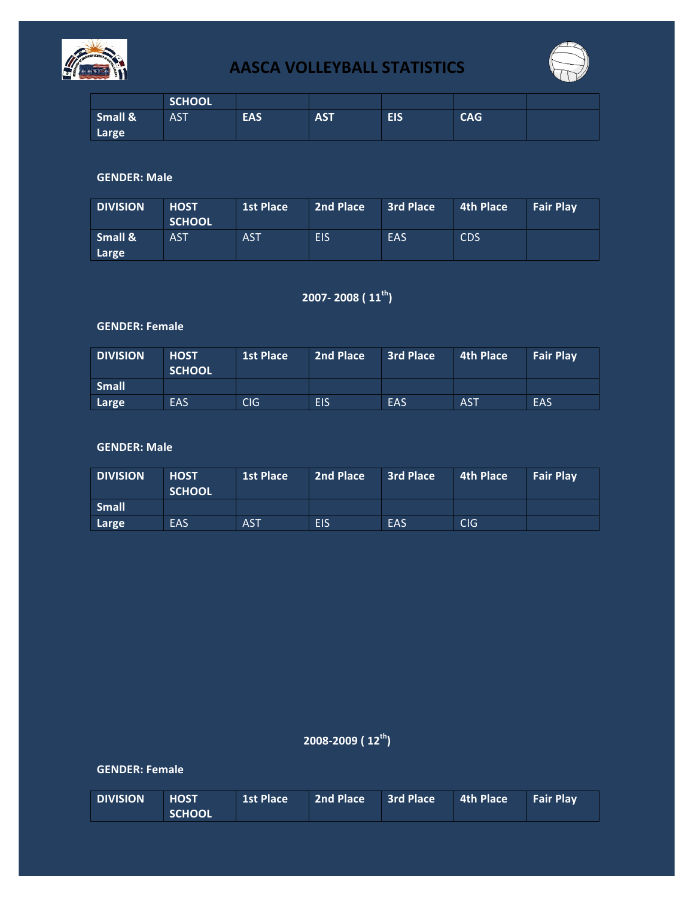# AASCA VOLLEYBALL STATISTICS

| | SCHOOL | | | | | |
|---|---|---|---|---|---|---|
| Small & Large | AST | **EAS** | **AST** | **EIS** | **CAG** | |

**GENDER: Male**

| DIVISION | HOST SCHOOL | 1st Place | 2nd Place | 3rd Place | 4th Place | Fair Play |
|---|---|---|---|---|---|---|
| Small & Large | AST | AST | EIS | EAS | CDS | |

**2007- 2008 ( 11th)**

**GENDER: Female**

| DIVISION | HOST SCHOOL | 1st Place | 2nd Place | 3rd Place | 4th Place | Fair Play |
|---|---|---|---|---|---|---|
| Small | | | | | | |
| Large | EAS | CIG | EIS | EAS | AST | EAS |

**GENDER: Male**

| DIVISION | HOST SCHOOL | 1st Place | 2nd Place | 3rd Place | 4th Place | Fair Play |
|---|---|---|---|---|---|---|
| Small | | | | | | |
| Large | EAS | AST | EIS | EAS | CIG | |

**2008-2009 ( 12th)**

**GENDER: Female**

| DIVISION | HOST SCHOOL | 1st Place | 2nd Place | 3rd Place | 4th Place | Fair Play |
|---|---|---|---|---|---|---|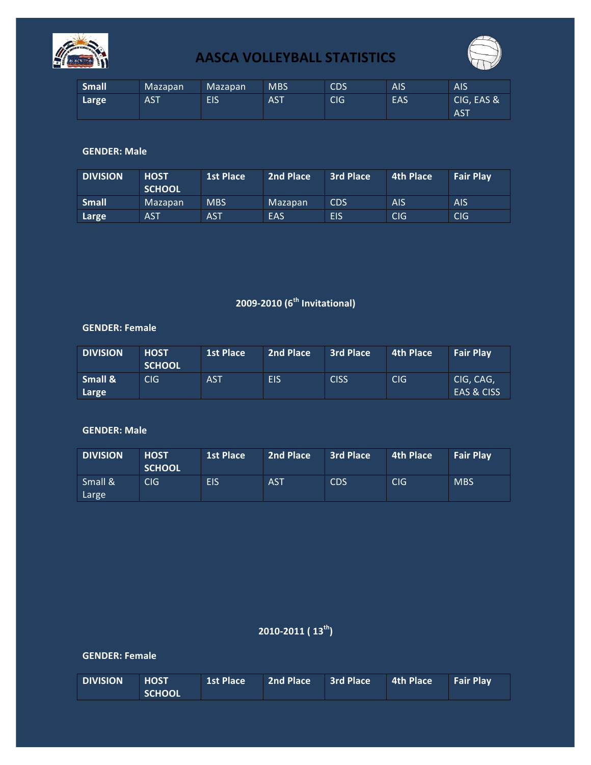# AASCA VOLLEYBALL STATISTICS

| | | | | | | |
|---|---|---|---|---|---|---|
| **Small** | Mazapan | Mazapan | MBS | CDS | AIS | AIS |
| **Large** | AST | EIS | AST | CIG | EAS | CIG, EAS & AST |

**GENDER: Male**

| DIVISION | HOST SCHOOL | 1st Place | 2nd Place | 3rd Place | 4th Place | Fair Play |
|---|---|---|---|---|---|---|
| **Small** | Mazapan | MBS | Mazapan | CDS | AIS | AIS |
| **Large** | AST | AST | EAS | EIS | CIG | CIG |

## 2009-2010 (6th Invitational)

**GENDER: Female**

| DIVISION | HOST SCHOOL | 1st Place | 2nd Place | 3rd Place | 4th Place | Fair Play |
|---|---|---|---|---|---|---|
| **Small & Large** | CIG | AST | EIS | CISS | CIG | CIG, CAG, EAS & CISS |

**GENDER: Male**

| DIVISION | HOST SCHOOL | 1st Place | 2nd Place | 3rd Place | 4th Place | Fair Play |
|---|---|---|---|---|---|---|
| Small & Large | CIG | EIS | AST | CDS | CIG | MBS |

## 2010-2011 ( 13th)

**GENDER: Female**

| DIVISION | HOST SCHOOL | 1st Place | 2nd Place | 3rd Place | 4th Place | Fair Play |
|---|---|---|---|---|---|---|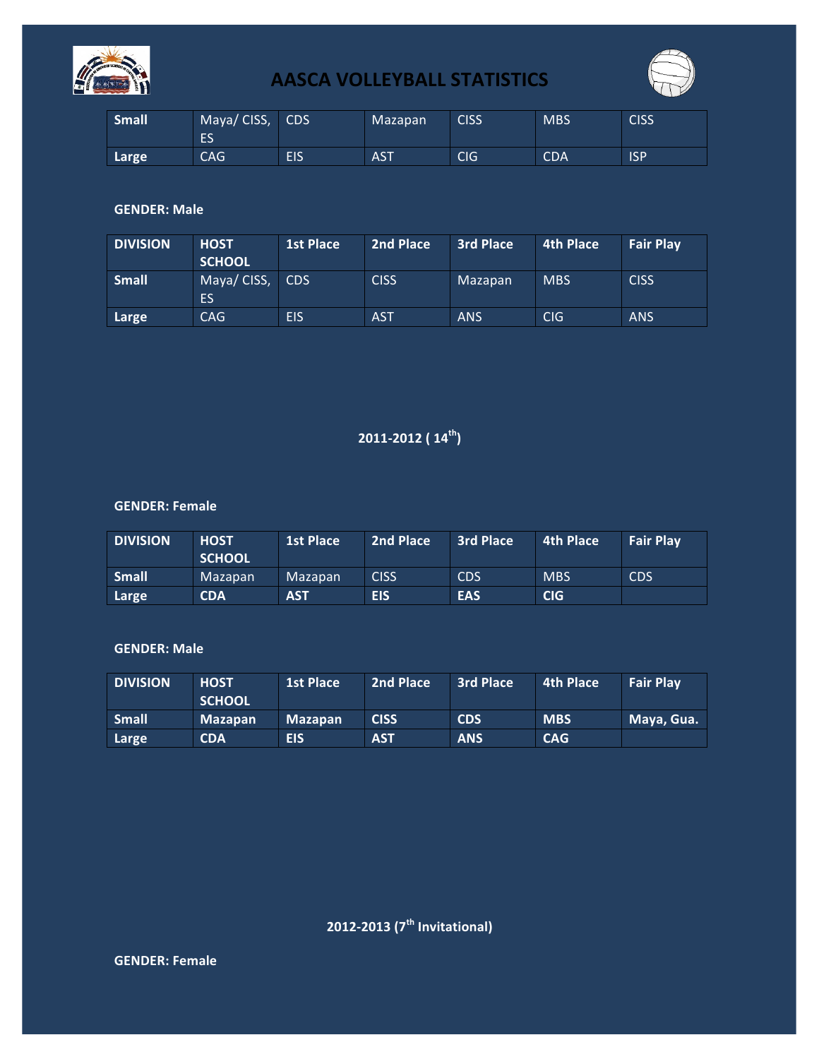# AASCA VOLLEYBALL STATISTICS

| | | | | | | |
|---|---|---|---|---|---|---|
| **Small** | Maya/ CISS, ES | CDS | Mazapan | CISS | MBS | CISS |
| **Large** | CAG | EIS | AST | CIG | CDA | ISP |

**GENDER: Male**

| DIVISION | HOST SCHOOL | 1st Place | 2nd Place | 3rd Place | 4th Place | Fair Play |
|---|---|---|---|---|---|---|
| **Small** | Maya/ CISS, ES | CDS | CISS | Mazapan | MBS | CISS |
| **Large** | CAG | EIS | AST | ANS | CIG | ANS |

## 2011-2012 ( 14th)

**GENDER: Female**

| DIVISION | HOST SCHOOL | 1st Place | 2nd Place | 3rd Place | 4th Place | Fair Play |
|---|---|---|---|---|---|---|
| **Small** | Mazapan | Mazapan | CISS | CDS | MBS | CDS |
| **Large** | **CDA** | **AST** | **EIS** | **EAS** | **CIG** | |

**GENDER: Male**

| DIVISION | HOST SCHOOL | 1st Place | 2nd Place | 3rd Place | 4th Place | Fair Play |
|---|---|---|---|---|---|---|
| **Small** | **Mazapan** | **Mazapan** | **CISS** | **CDS** | **MBS** | **Maya, Gua.** |
| **Large** | **CDA** | **EIS** | **AST** | **ANS** | **CAG** | |

## 2012-2013 (7th Invitational)

**GENDER: Female**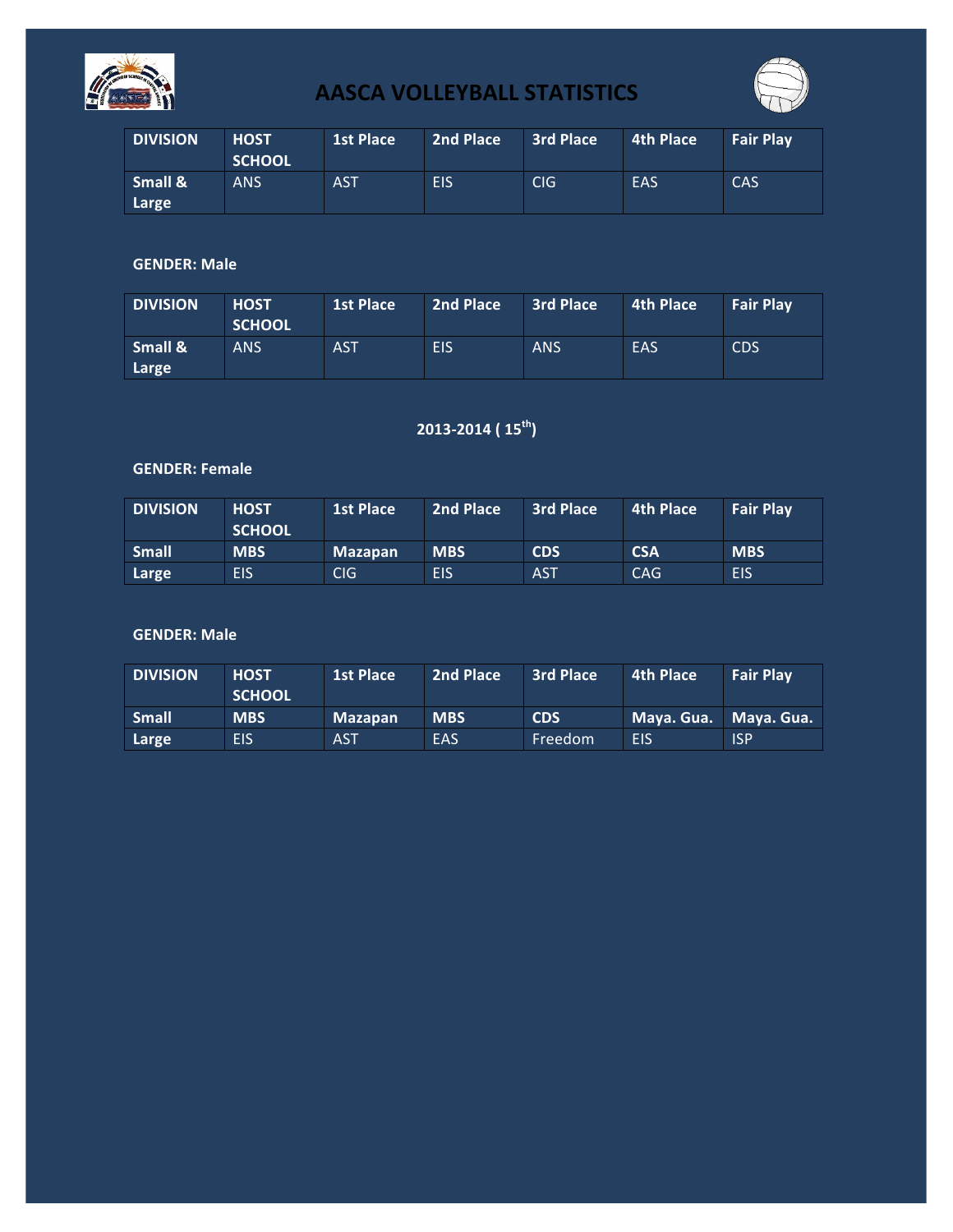# AASCA VOLLEYBALL STATISTICS

| DIVISION | HOST SCHOOL | 1st Place | 2nd Place | 3rd Place | 4th Place | Fair Play |
|---|---|---|---|---|---|---|
| **Small & Large** | ANS | AST | EIS | CIG | EAS | CAS |

**GENDER: Male**

| DIVISION | HOST SCHOOL | 1st Place | 2nd Place | 3rd Place | 4th Place | Fair Play |
|---|---|---|---|---|---|---|
| **Small & Large** | ANS | AST | EIS | ANS | EAS | CDS |

## 2013-2014 ( 15th)

**GENDER: Female**

| DIVISION | HOST SCHOOL | 1st Place | 2nd Place | 3rd Place | 4th Place | Fair Play |
|---|---|---|---|---|---|---|
| **Small** | **MBS** | **Mazapan** | **MBS** | **CDS** | **CSA** | **MBS** |
| **Large** | EIS | CIG | EIS | AST | CAG | EIS |

**GENDER: Male**

| DIVISION | HOST SCHOOL | 1st Place | 2nd Place | 3rd Place | 4th Place | Fair Play |
|---|---|---|---|---|---|---|
| **Small** | **MBS** | **Mazapan** | **MBS** | **CDS** | **Maya. Gua.** | **Maya. Gua.** |
| **Large** | EIS | AST | EAS | Freedom | EIS | ISP |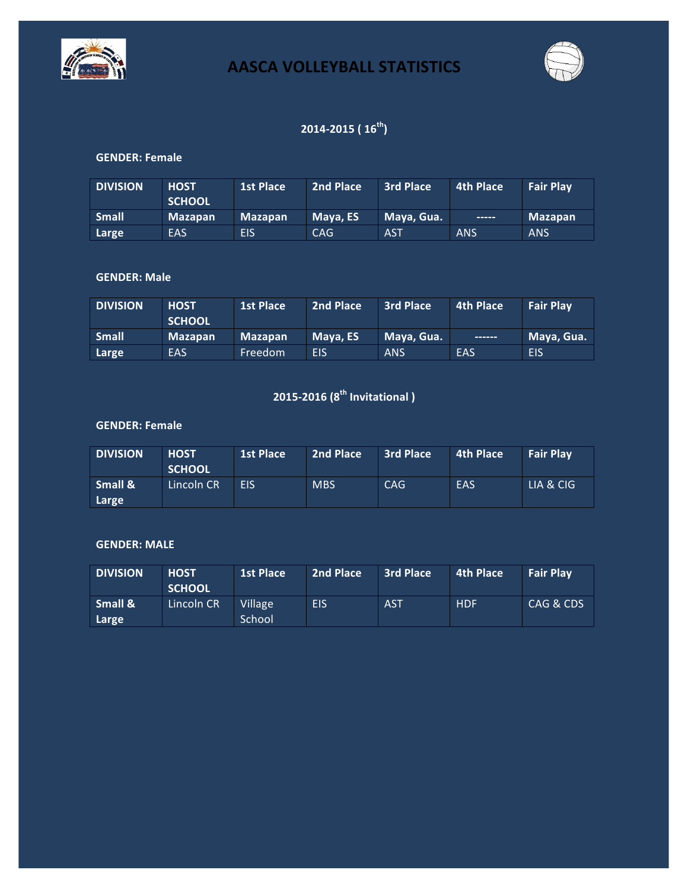# AASCA VOLLEYBALL STATISTICS

## 2014-2015 ( 16th)

**GENDER: Female**

| DIVISION | HOST SCHOOL | 1st Place | 2nd Place | 3rd Place | 4th Place | Fair Play |
|---|---|---|---|---|---|---|
| **Small** | **Mazapan** | **Mazapan** | **Maya, ES** | **Maya, Gua.** | **-----** | **Mazapan** |
| **Large** | EAS | EIS | CAG | AST | ANS | ANS |

**GENDER: Male**

| DIVISION | HOST SCHOOL | 1st Place | 2nd Place | 3rd Place | 4th Place | Fair Play |
|---|---|---|---|---|---|---|
| **Small** | **Mazapan** | **Mazapan** | **Maya, ES** | **Maya, Gua.** | **------** | **Maya, Gua.** |
| **Large** | EAS | Freedom | EIS | ANS | EAS | EIS |

## 2015-2016 (8th Invitational )

**GENDER: Female**

| DIVISION | HOST SCHOOL | 1st Place | 2nd Place | 3rd Place | 4th Place | Fair Play |
|---|---|---|---|---|---|---|
| **Small & Large** | Lincoln CR | EIS | MBS | CAG | EAS | LIA & CIG |

**GENDER: MALE**

| DIVISION | HOST SCHOOL | 1st Place | 2nd Place | 3rd Place | 4th Place | Fair Play |
|---|---|---|---|---|---|---|
| **Small & Large** | Lincoln CR | Village School | EIS | AST | HDF | CAG & CDS |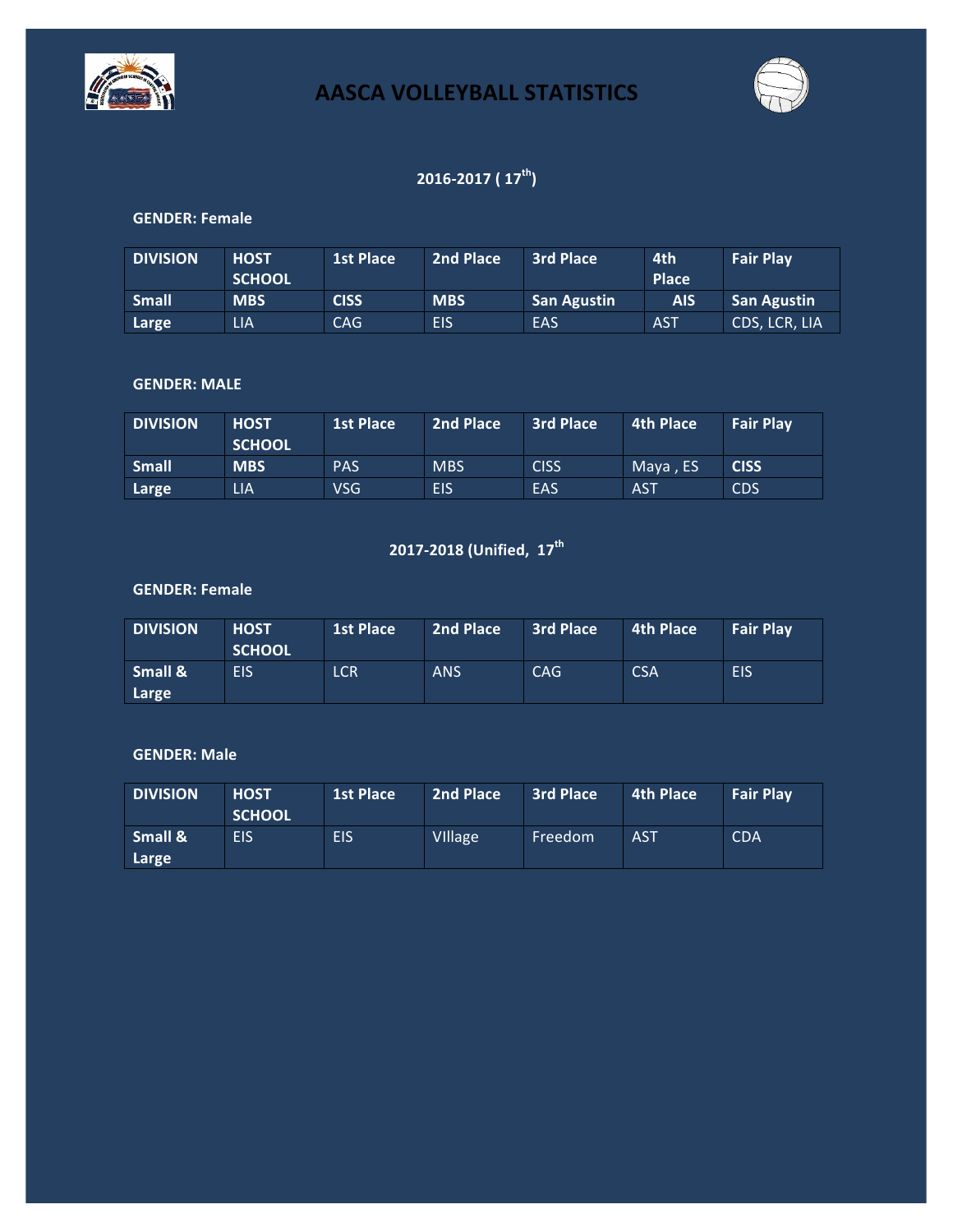# AASCA VOLLEYBALL STATISTICS

## 2016-2017 ( 17th)

**GENDER: Female**

| DIVISION | HOST SCHOOL | 1st Place | 2nd Place | 3rd Place | 4th Place | Fair Play |
|---|---|---|---|---|---|---|
| **Small** | **MBS** | **CISS** | **MBS** | **San Agustin** | **AIS** | **San Agustin** |
| **Large** | LIA | CAG | EIS | EAS | AST | CDS, LCR, LIA |

**GENDER: MALE**

| DIVISION | HOST SCHOOL | 1st Place | 2nd Place | 3rd Place | 4th Place | Fair Play |
|---|---|---|---|---|---|---|
| **Small** | **MBS** | PAS | MBS | CISS | Maya , ES | **CISS** |
| **Large** | LIA | VSG | EIS | EAS | AST | CDS |

## 2017-2018 (Unified, 17th

**GENDER: Female**

| DIVISION | HOST SCHOOL | 1st Place | 2nd Place | 3rd Place | 4th Place | Fair Play |
|---|---|---|---|---|---|---|
| **Small & Large** | EIS | LCR | ANS | CAG | CSA | EIS |

**GENDER: Male**

| DIVISION | HOST SCHOOL | 1st Place | 2nd Place | 3rd Place | 4th Place | Fair Play |
|---|---|---|---|---|---|---|
| **Small & Large** | EIS | EIS | VIllage | Freedom | AST | CDA |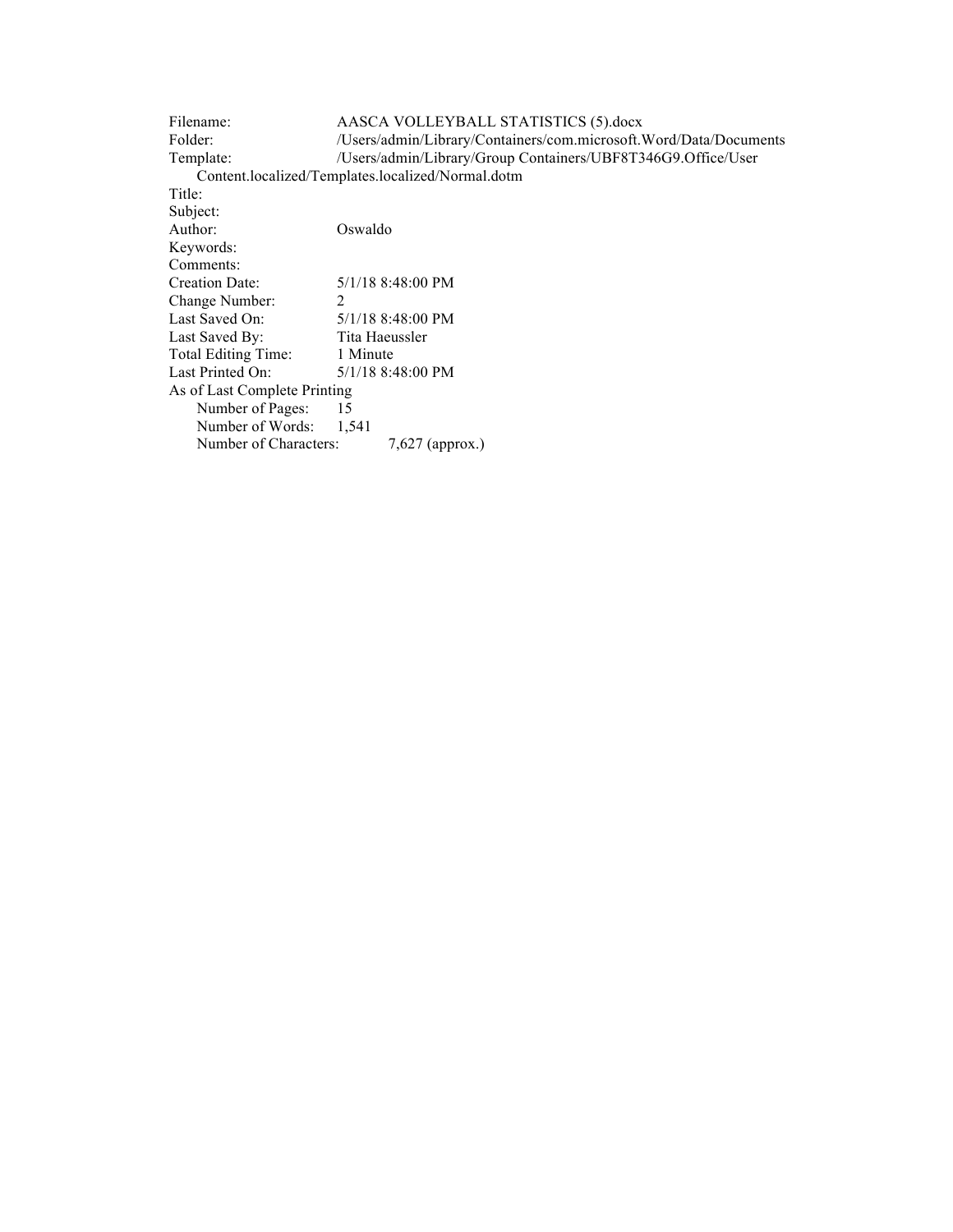Filename: AASCA VOLLEYBALL STATISTICS (5).docx
Folder: /Users/admin/Library/Containers/com.microsoft.Word/Data/Documents
Template: /Users/admin/Library/Group Containers/UBF8T346G9.Office/User Content.localized/Templates.localized/Normal.dotm
Title:
Subject:
Author: Oswaldo
Keywords:
Comments:
Creation Date: 5/1/18 8:48:00 PM
Change Number: 2
Last Saved On: 5/1/18 8:48:00 PM
Last Saved By: Tita Haeussler
Total Editing Time: 1 Minute
Last Printed On: 5/1/18 8:48:00 PM
As of Last Complete Printing
Number of Pages: 15
Number of Words: 1,541
Number of Characters: 7,627 (approx.)